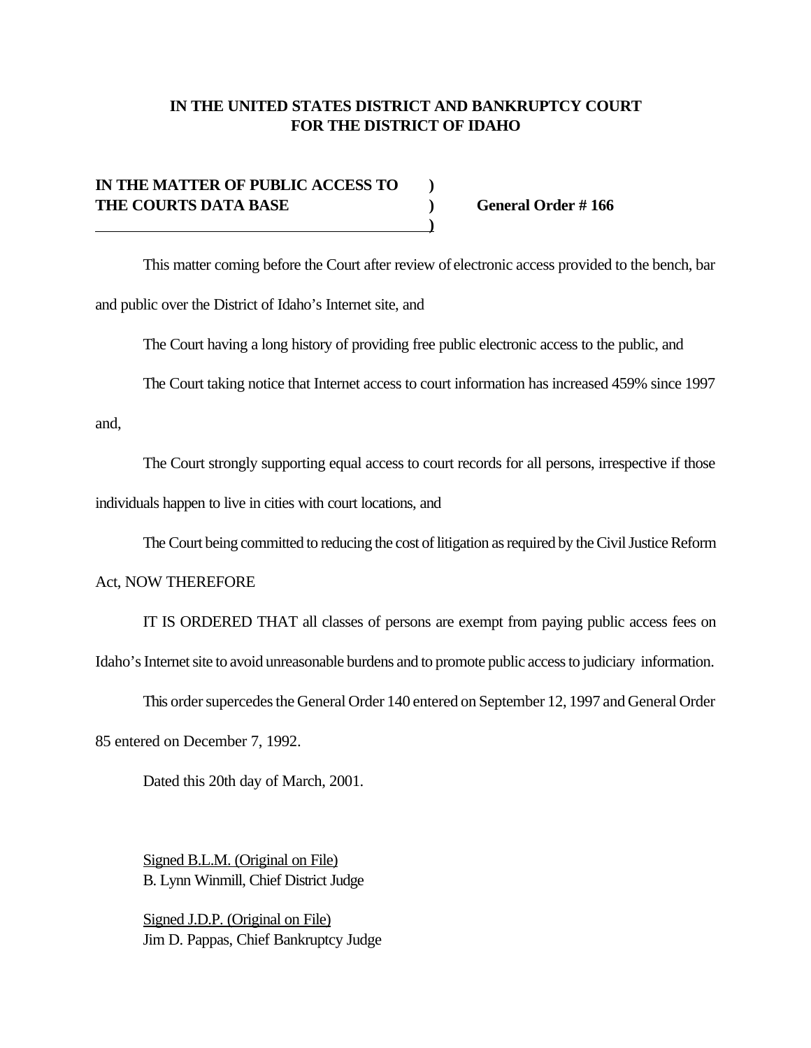**IN THE UNITED STATES DISTRICT AND BANKRUPTCY COURT**
**FOR THE DISTRICT OF IDAHO**

**IN THE MATTER OF PUBLIC ACCESS TO THE COURTS DATA BASE** ) **General Order # 166**

This matter coming before the Court after review of electronic access provided to the bench, bar and public over the District of Idaho's Internet site, and

The Court having a long history of providing free public electronic access to the public, and

The Court taking notice that Internet access to court information has increased 459% since 1997 and,

The Court strongly supporting equal access to court records for all persons, irrespective if those individuals happen to live in cities with court locations, and

The Court being committed to reducing the cost of litigation as required by the Civil Justice Reform Act, NOW THEREFORE

IT IS ORDERED THAT all classes of persons are exempt from paying public access fees on Idaho's Internet site to avoid unreasonable burdens and to promote public access to judiciary information.

This order supercedes the General Order 140 entered on September 12, 1997 and General Order 85 entered on December 7, 1992.

Dated this 20th day of March, 2001.

Signed B.L.M. (Original on File)
B. Lynn Winmill, Chief District Judge

Signed J.D.P. (Original on File)
Jim D. Pappas, Chief Bankruptcy Judge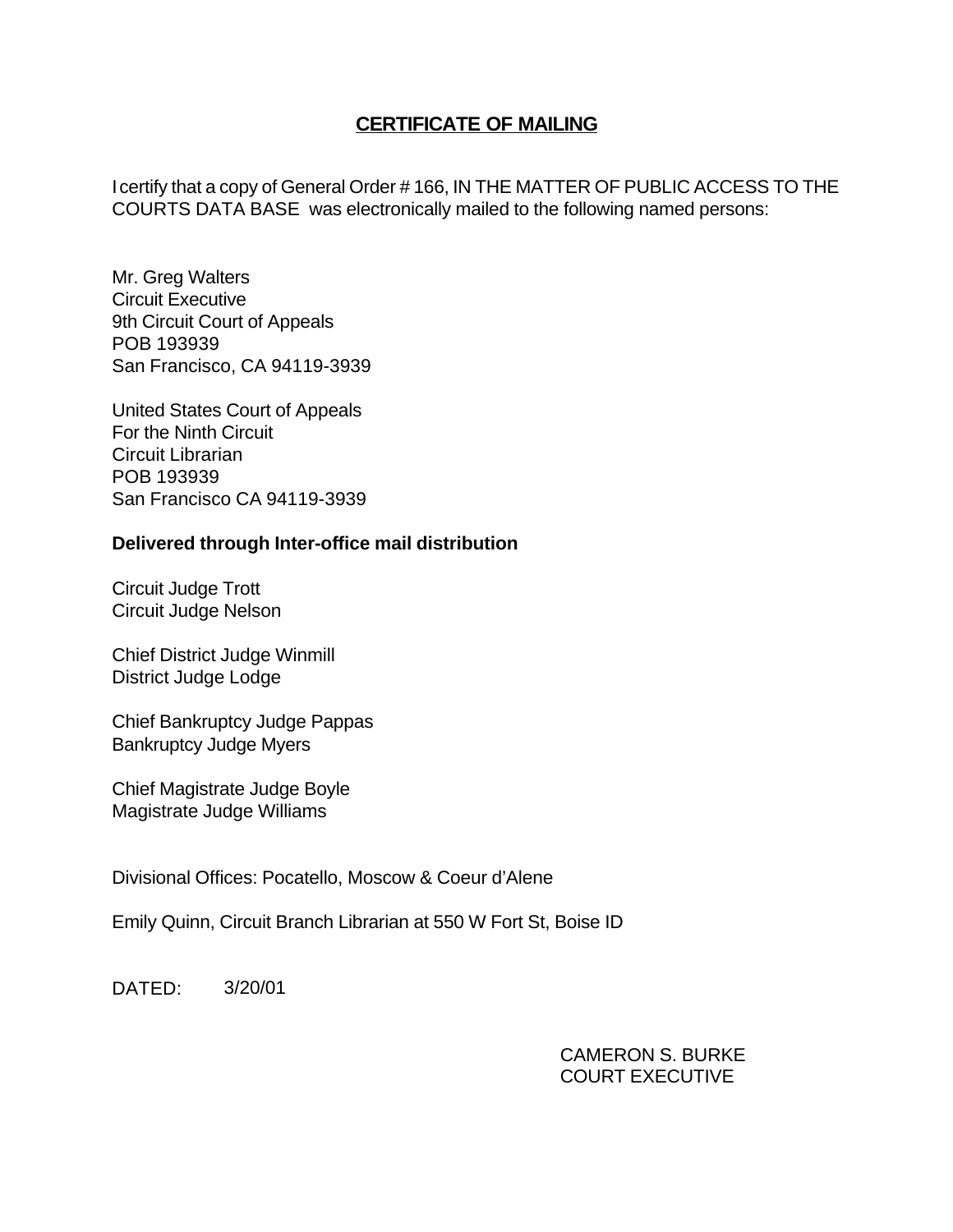## CERTIFICATE OF MAILING

I certify that a copy of General Order # 166, IN THE MATTER OF PUBLIC ACCESS TO THE COURTS DATA BASE was electronically mailed to the following named persons:

Mr. Greg Walters  
Circuit Executive  
9th Circuit Court of Appeals  
POB 193939  
San Francisco, CA 94119-3939

United States Court of Appeals  
For the Ninth Circuit  
Circuit Librarian  
POB 193939  
San Francisco CA 94119-3939

**Delivered through Inter-office mail distribution**

Circuit Judge Trott  
Circuit Judge Nelson

Chief District Judge Winmill  
District Judge Lodge

Chief Bankruptcy Judge Pappas  
Bankruptcy Judge Myers

Chief Magistrate Judge Boyle  
Magistrate Judge Williams

Divisional Offices: Pocatello, Moscow & Coeur d'Alene

Emily Quinn, Circuit Branch Librarian at 550 W Fort St, Boise ID

DATED: 3/20/01

CAMERON S. BURKE  
COURT EXECUTIVE